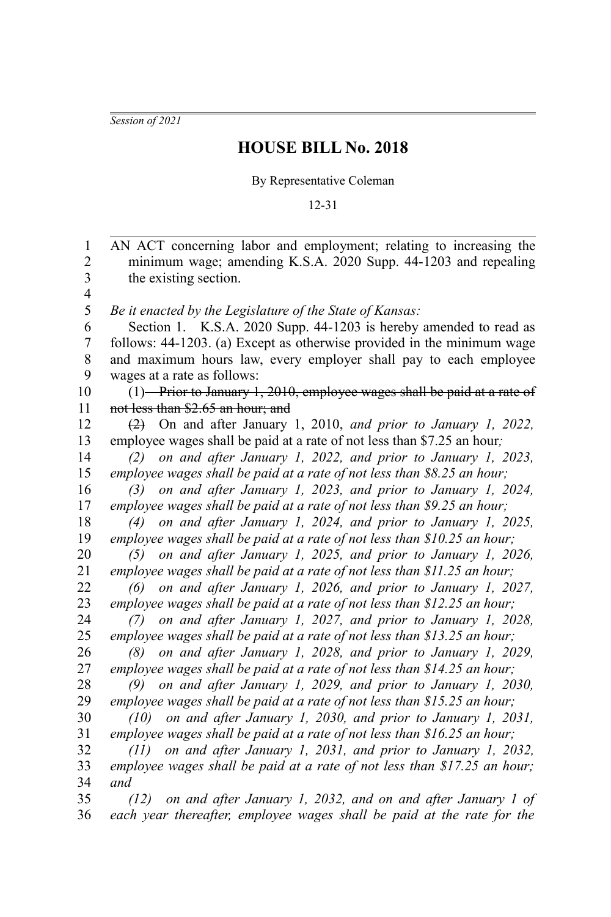*Session of 2021*

# HOUSE BILL No. 2018

By Representative Coleman

12-31

AN ACT concerning labor and employment; relating to increasing the minimum wage; amending K.S.A. 2020 Supp. 44-1203 and repealing the existing section.

*Be it enacted by the Legislature of the State of Kansas:*

Section 1. K.S.A. 2020 Supp. 44-1203 is hereby amended to read as follows: 44-1203. (a) Except as otherwise provided in the minimum wage and maximum hours law, every employer shall pay to each employee wages at a rate as follows:

(1) ~~Prior to January 1, 2010, employee wages shall be paid at a rate of not less than $2.65 an hour; and~~

~~(2)~~ On and after January 1, 2010, *and prior to January 1, 2022,* employee wages shall be paid at a rate of not less than $7.25 an hour*;*

*(2) on and after January 1, 2022, and prior to January 1, 2023, employee wages shall be paid at a rate of not less than $8.25 an hour;*

*(3) on and after January 1, 2023, and prior to January 1, 2024, employee wages shall be paid at a rate of not less than $9.25 an hour;*

*(4) on and after January 1, 2024, and prior to January 1, 2025, employee wages shall be paid at a rate of not less than $10.25 an hour;*

*(5) on and after January 1, 2025, and prior to January 1, 2026, employee wages shall be paid at a rate of not less than $11.25 an hour;*

*(6) on and after January 1, 2026, and prior to January 1, 2027, employee wages shall be paid at a rate of not less than $12.25 an hour;*

*(7) on and after January 1, 2027, and prior to January 1, 2028, employee wages shall be paid at a rate of not less than $13.25 an hour;*

*(8) on and after January 1, 2028, and prior to January 1, 2029, employee wages shall be paid at a rate of not less than $14.25 an hour;*

*(9) on and after January 1, 2029, and prior to January 1, 2030, employee wages shall be paid at a rate of not less than $15.25 an hour;*

*(10) on and after January 1, 2030, and prior to January 1, 2031, employee wages shall be paid at a rate of not less than $16.25 an hour;*

*(11) on and after January 1, 2031, and prior to January 1, 2032, employee wages shall be paid at a rate of not less than $17.25 an hour; and*

*(12) on and after January 1, 2032, and on and after January 1 of each year thereafter, employee wages shall be paid at the rate for the*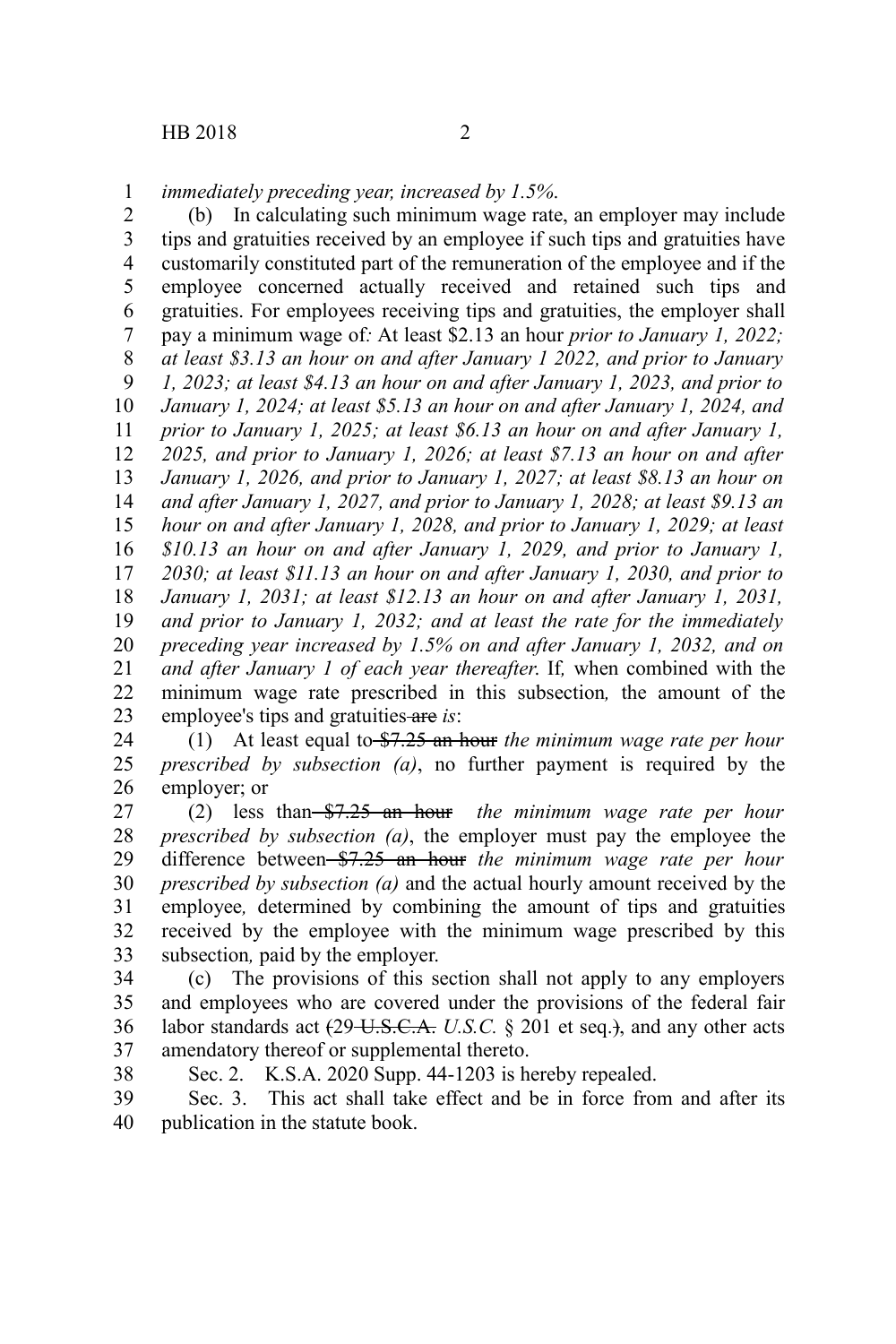*immediately preceding year, increased by 1.5%.*

(b) In calculating such minimum wage rate, an employer may include tips and gratuities received by an employee if such tips and gratuities have customarily constituted part of the remuneration of the employee and if the employee concerned actually received and retained such tips and gratuities. For employees receiving tips and gratuities, the employer shall pay a minimum wage of*:* At least $2.13 an hour *prior to January 1, 2022; at least $3.13 an hour on and after January 1 2022, and prior to January 1, 2023; at least $4.13 an hour on and after January 1, 2023, and prior to January 1, 2024; at least $5.13 an hour on and after January 1, 2024, and prior to January 1, 2025; at least $6.13 an hour on and after January 1, 2025, and prior to January 1, 2026; at least $7.13 an hour on and after January 1, 2026, and prior to January 1, 2027; at least $8.13 an hour on and after January 1, 2027, and prior to January 1, 2028; at least $9.13 an hour on and after January 1, 2028, and prior to January 1, 2029; at least $10.13 an hour on and after January 1, 2029, and prior to January 1, 2030; at least $11.13 an hour on and after January 1, 2030, and prior to January 1, 2031; at least $12.13 an hour on and after January 1, 2031, and prior to January 1, 2032; and at least the rate for the immediately preceding year increased by 1.5% on and after January 1, 2032, and on and after January 1 of each year thereafter*. If*,* when combined with the minimum wage rate prescribed in this subsection*,* the amount of the employee's tips and gratuities ~~are~~ *is*:

(1) At least equal to ~~$7.25 an hour~~ *the minimum wage rate per hour prescribed by subsection (a)*, no further payment is required by the employer; or

(2) less than ~~$7.25 an hour~~ *the minimum wage rate per hour prescribed by subsection (a)*, the employer must pay the employee the difference between ~~$7.25 an hour~~ *the minimum wage rate per hour prescribed by subsection (a)* and the actual hourly amount received by the employee*,* determined by combining the amount of tips and gratuities received by the employee with the minimum wage prescribed by this subsection*,* paid by the employer.

(c) The provisions of this section shall not apply to any employers and employees who are covered under the provisions of the federal fair labor standards act ~~(~~29 ~~U.S.C.A.~~ *U.S.C.* § 201 et seq.~~)~~, and any other acts amendatory thereof or supplemental thereto.

Sec. 2. K.S.A. 2020 Supp. 44-1203 is hereby repealed.

Sec. 3. This act shall take effect and be in force from and after its publication in the statute book.